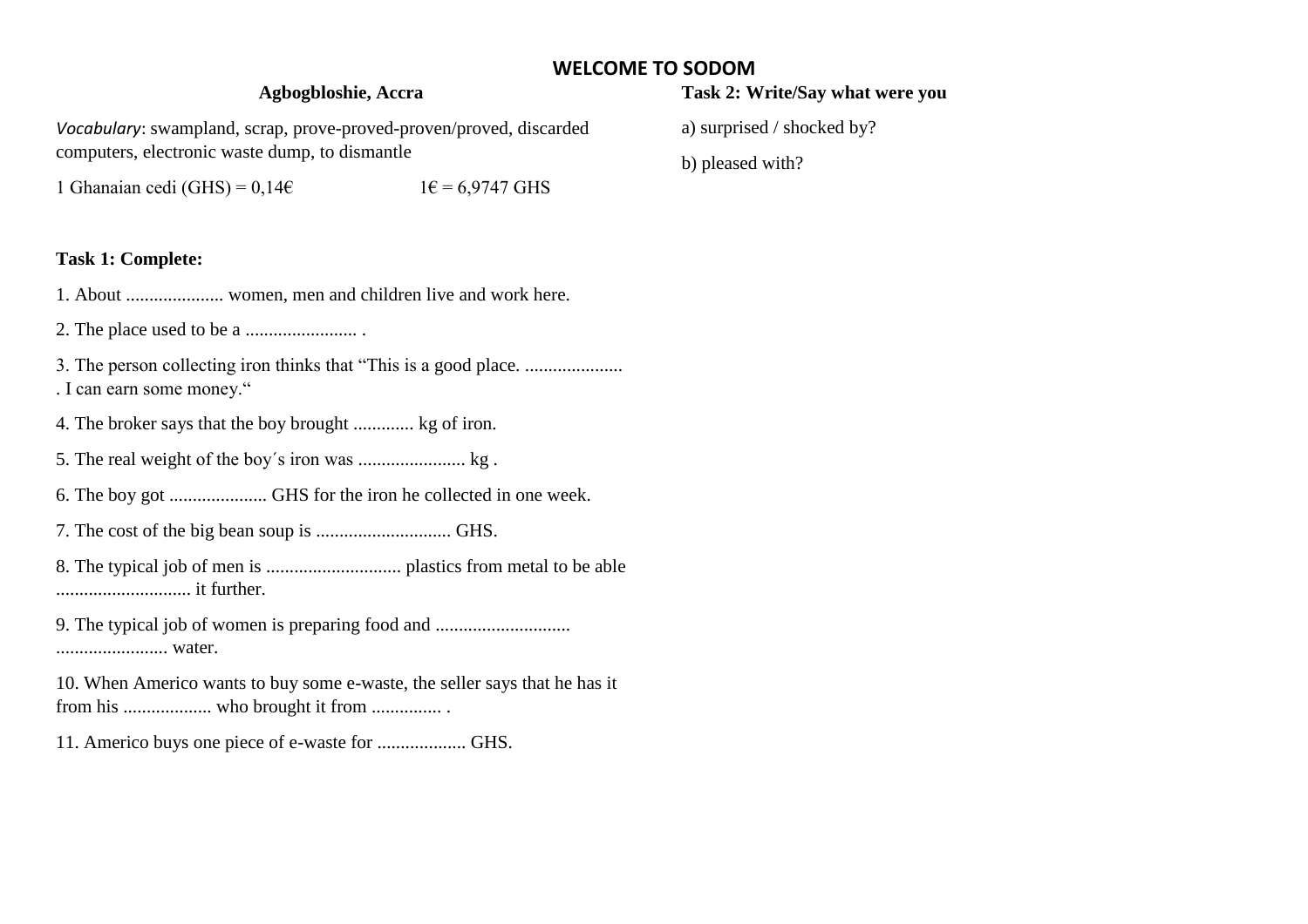# WELCOME TO SODOM

## Agbogbloshie, Accra

*Vocabulary*: swampland, scrap, prove-proved-proven/proved, discarded computers, electronic waste dump, to dismantle

1 Ghanaian cedi (GHS) = 0,14€ 1€ = 6,9747 GHS

**Task 1: Complete:**

1. About ..................... women, men and children live and work here.

2. The place used to be a ........................ .

3. The person collecting iron thinks that "This is a good place. ..................... . I can earn some money."

4. The broker says that the boy brought ............. kg of iron.

5. The real weight of the boy´s iron was ....................... kg .

6. The boy got ..................... GHS for the iron he collected in one week.

7. The cost of the big bean soup is ............................. GHS.

8. The typical job of men is ............................. plastics from metal to be able ............................. it further.

9. The typical job of women is preparing food and ............................. ........................ water.

10. When Americo wants to buy some e-waste, the seller says that he has it from his ................... who brought it from ............... .

11. Americo buys one piece of e-waste for ................... GHS.

**Task 2: Write/Say what were you**

a) surprised / shocked by?

b) pleased with?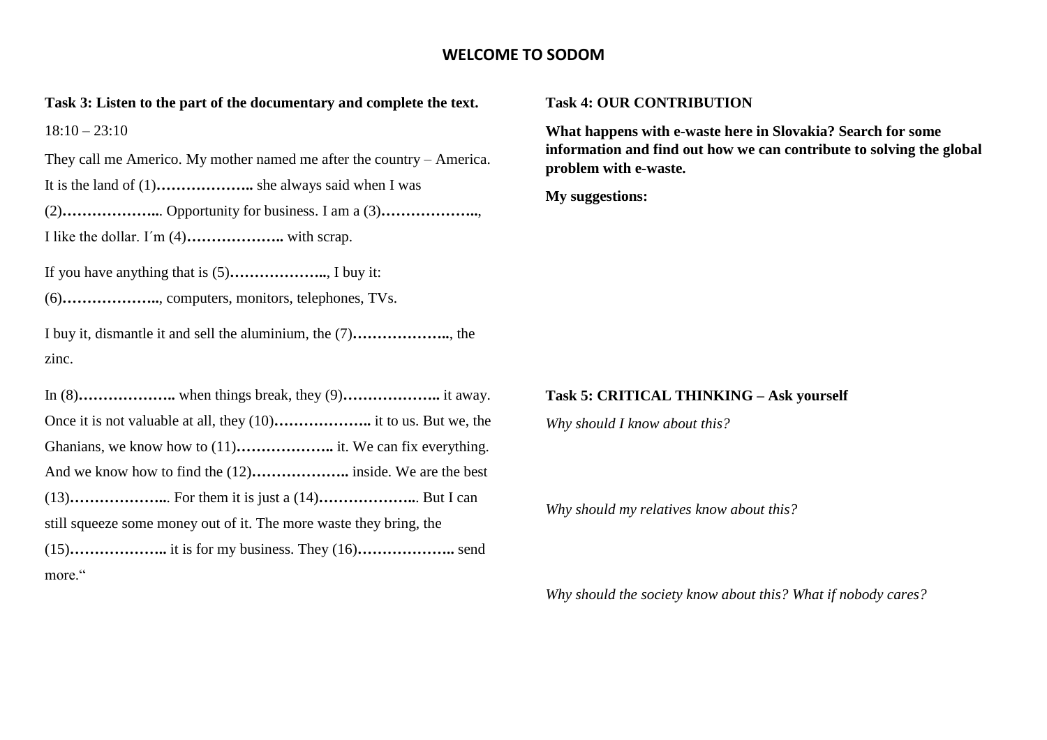# WELCOME TO SODOM

**Task 3: Listen to the part of the documentary and complete the text.**

18:10 – 23:10

They call me Americo. My mother named me after the country – America. It is the land of (1)**………………..** she always said when I was (2)**………………..**. Opportunity for business. I am a (3)**………………..**, I like the dollar. I´m (4)**………………..** with scrap.

If you have anything that is (5)**………………..**, I buy it: (6)**………………..**, computers, monitors, telephones, TVs.

I buy it, dismantle it and sell the aluminium, the (7)**………………..**, the zinc.

In (8)**………………..** when things break, they (9)**………………..** it away. Once it is not valuable at all, they (10)**………………..** it to us. But we, the Ghanians, we know how to (11)**………………..** it. We can fix everything. And we know how to find the (12)**………………..** inside. We are the best (13)**………………..**. For them it is just a (14)**………………..**. But I can still squeeze some money out of it. The more waste they bring, the (15)**………………..** it is for my business. They (16)**………………..** send more."

**Task 4: OUR CONTRIBUTION**

**What happens with e-waste here in Slovakia? Search for some information and find out how we can contribute to solving the global problem with e-waste.**

**My suggestions:**

**Task 5: CRITICAL THINKING – Ask yourself**

*Why should I know about this?*

*Why should my relatives know about this?*

*Why should the society know about this? What if nobody cares?*